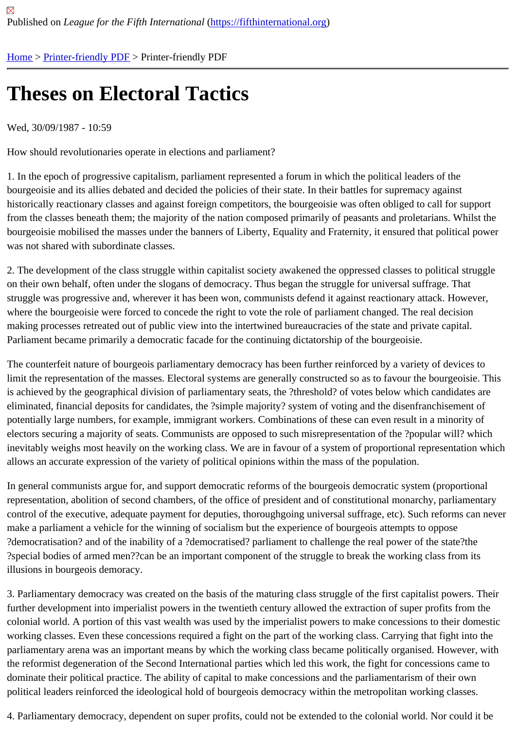Published on *League for the Fifth International* (https://fifthinternational.org)

Home > Printer-friendly PDF > Printer-friendly PDF

# Theses on Electoral Tactics

Wed, 30/09/1987 - 10:59

How should revolutionaries operate in elections and parliament?

1. In the epoch of progressive capitalism, parliament represented a forum in which the political leaders of the bourgeoisie and its allies debated and decided the policies of their state. In their battles for supremacy against historically reactionary classes and against foreign competitors, the bourgeoisie was often obliged to call for support from the classes beneath them; the majority of the nation composed primarily of peasants and proletarians. Whilst the bourgeoisie mobilised the masses under the banners of Liberty, Equality and Fraternity, it ensured that political power was not shared with subordinate classes.

2. The development of the class struggle within capitalist society awakened the oppressed classes to political struggle on their own behalf, often under the slogans of democracy. Thus began the struggle for universal suffrage. That struggle was progressive and, wherever it has been won, communists defend it against reactionary attack. However, where the bourgeoisie were forced to concede the right to vote the role of parliament changed. The real decision making processes retreated out of public view into the intertwined bureaucracies of the state and private capital. Parliament became primarily a democratic facade for the continuing dictatorship of the bourgeoisie.

The counterfeit nature of bourgeois parliamentary democracy has been further reinforced by a variety of devices to limit the representation of the masses. Electoral systems are generally constructed so as to favour the bourgeoisie. This is achieved by the geographical division of parliamentary seats, the ?threshold? of votes below which candidates are eliminated, financial deposits for candidates, the ?simple majority? system of voting and the disenfranchisement of potentially large numbers, for example, immigrant workers. Combinations of these can even result in a minority of electors securing a majority of seats. Communists are opposed to such misrepresentation of the ?popular will? which inevitably weighs most heavily on the working class. We are in favour of a system of proportional representation which allows an accurate expression of the variety of political opinions within the mass of the population.

In general communists argue for, and support democratic reforms of the bourgeois democratic system (proportional representation, abolition of second chambers, of the office of president and of constitutional monarchy, parliamentary control of the executive, adequate payment for deputies, thoroughgoing universal suffrage, etc). Such reforms can never make a parliament a vehicle for the winning of socialism but the experience of bourgeois attempts to oppose ?democratisation? and of the inability of a ?democratised? parliament to challenge the real power of the state?the ?special bodies of armed men??can be an important component of the struggle to break the working class from its illusions in bourgeois demoracy.

3. Parliamentary democracy was created on the basis of the maturing class struggle of the first capitalist powers. Their further development into imperialist powers in the twentieth century allowed the extraction of super profits from the colonial world. A portion of this vast wealth was used by the imperialist powers to make concessions to their domestic working classes. Even these concessions required a fight on the part of the working class. Carrying that fight into the parliamentary arena was an important means by which the working class became politically organised. However, with the reformist degeneration of the Second International parties which led this work, the fight for concessions came to dominate their political practice. The ability of capital to make concessions and the parliamentarism of their own political leaders reinforced the ideological hold of bourgeois democracy within the metropolitan working classes.

4. Parliamentary democracy, dependent on super profits, could not be extended to the colonial world. Nor could it be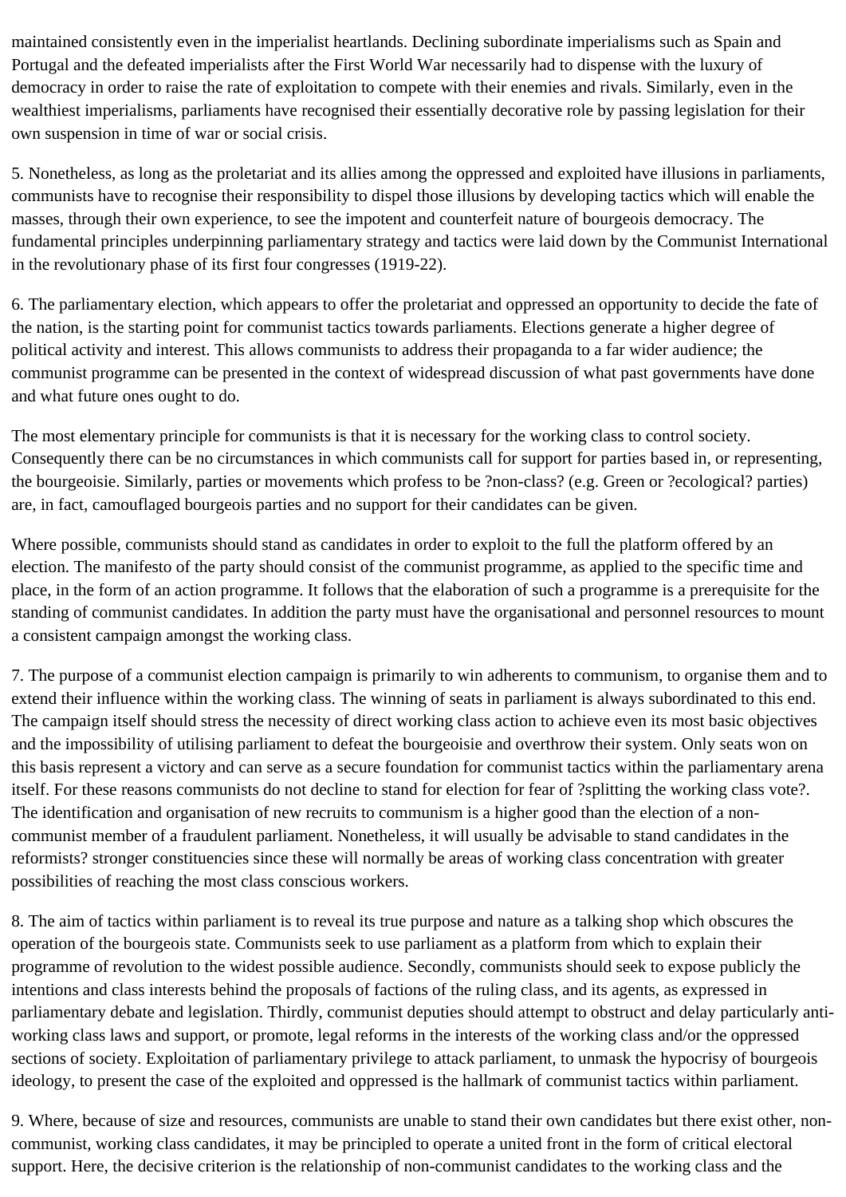maintained consistently even in the imperialist heartlands. Declining subordinate imperialisms such as Spain and Portugal and the defeated imperialists after the First World War necessarily had to dispense with the luxury of democracy in order to raise the rate of exploitation to compete with their enemies and rivals. Similarly, even in the wealthiest imperialisms, parliaments have recognised their essentially decorative role by passing legislation for their own suspension in time of war or social crisis.

5. Nonetheless, as long as the proletariat and its allies among the oppressed and exploited have illusions in parliaments, communists have to recognise their responsibility to dispel those illusions by developing tactics which will enable the masses, through their own experience, to see the impotent and counterfeit nature of bourgeois democracy. The fundamental principles underpinning parliamentary strategy and tactics were laid down by the Communist International in the revolutionary phase of its first four congresses (1919-22).

6. The parliamentary election, which appears to offer the proletariat and oppressed an opportunity to decide the fate of the nation, is the starting point for communist tactics towards parliaments. Elections generate a higher degree of political activity and interest. This allows communists to address their propaganda to a far wider audience; the communist programme can be presented in the context of widespread discussion of what past governments have done and what future ones ought to do.

The most elementary principle for communists is that it is necessary for the working class to control society. Consequently there can be no circumstances in which communists call for support for parties based in, or representing, the bourgeoisie. Similarly, parties or movements which profess to be ?non-class? (e.g. Green or ?ecological? parties) are, in fact, camouflaged bourgeois parties and no support for their candidates can be given.

Where possible, communists should stand as candidates in order to exploit to the full the platform offered by an election. The manifesto of the party should consist of the communist programme, as applied to the specific time and place, in the form of an action programme. It follows that the elaboration of such a programme is a prerequisite for the standing of communist candidates. In addition the party must have the organisational and personnel resources to mount a consistent campaign amongst the working class.

7. The purpose of a communist election campaign is primarily to win adherents to communism, to organise them and to extend their influence within the working class. The winning of seats in parliament is always subordinated to this end. The campaign itself should stress the necessity of direct working class action to achieve even its most basic objectives and the impossibility of utilising parliament to defeat the bourgeoisie and overthrow their system. Only seats won on this basis represent a victory and can serve as a secure foundation for communist tactics within the parliamentary arena itself. For these reasons communists do not decline to stand for election for fear of ?splitting the working class vote?. The identification and organisation of new recruits to communism is a higher good than the election of a non-communist member of a fraudulent parliament. Nonetheless, it will usually be advisable to stand candidates in the reformists? stronger constituencies since these will normally be areas of working class concentration with greater possibilities of reaching the most class conscious workers.

8. The aim of tactics within parliament is to reveal its true purpose and nature as a talking shop which obscures the operation of the bourgeois state. Communists seek to use parliament as a platform from which to explain their programme of revolution to the widest possible audience. Secondly, communists should seek to expose publicly the intentions and class interests behind the proposals of factions of the ruling class, and its agents, as expressed in parliamentary debate and legislation. Thirdly, communist deputies should attempt to obstruct and delay particularly anti-working class laws and support, or promote, legal reforms in the interests of the working class and/or the oppressed sections of society. Exploitation of parliamentary privilege to attack parliament, to unmask the hypocrisy of bourgeois ideology, to present the case of the exploited and oppressed is the hallmark of communist tactics within parliament.

9. Where, because of size and resources, communists are unable to stand their own candidates but there exist other, non-communist, working class candidates, it may be principled to operate a united front in the form of critical electoral support. Here, the decisive criterion is the relationship of non-communist candidates to the working class and the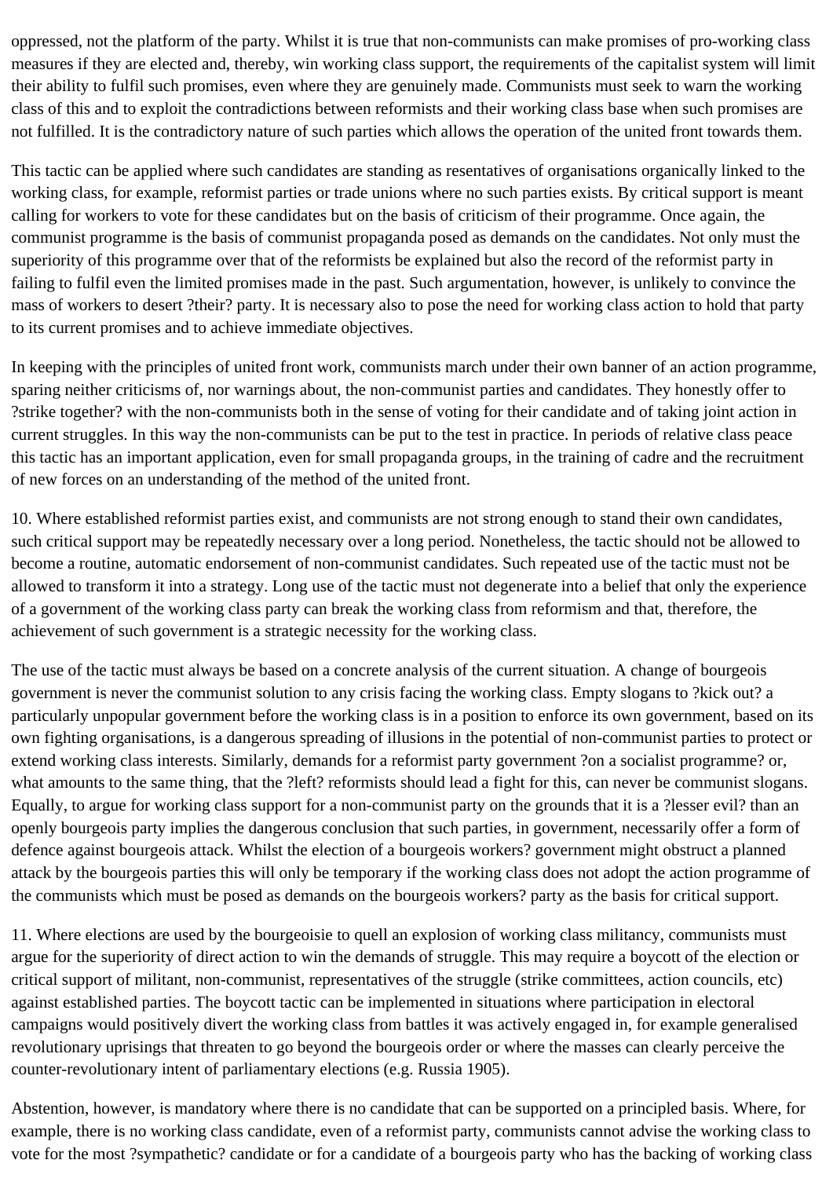oppressed, not the platform of the party. Whilst it is true that non-communists can make promises of pro-working class measures if they are elected and, thereby, win working class support, the requirements of the capitalist system will limit their ability to fulfil such promises, even where they are genuinely made. Communists must seek to warn the working class of this and to exploit the contradictions between reformists and their working class base when such promises are not fulfilled. It is the contradictory nature of such parties which allows the operation of the united front towards them.

This tactic can be applied where such candidates are standing as resentatives of organisations organically linked to the working class, for example, reformist parties or trade unions where no such parties exists. By critical support is meant calling for workers to vote for these candidates but on the basis of criticism of their programme. Once again, the communist programme is the basis of communist propaganda posed as demands on the candidates. Not only must the superiority of this programme over that of the reformists be explained but also the record of the reformist party in failing to fulfil even the limited promises made in the past. Such argumentation, however, is unlikely to convince the mass of workers to desert ?their? party. It is necessary also to pose the need for working class action to hold that party to its current promises and to achieve immediate objectives.

In keeping with the principles of united front work, communists march under their own banner of an action programme, sparing neither criticisms of, nor warnings about, the non-communist parties and candidates. They honestly offer to ?strike together? with the non-communists both in the sense of voting for their candidate and of taking joint action in current struggles. In this way the non-communists can be put to the test in practice. In periods of relative class peace this tactic has an important application, even for small propaganda groups, in the training of cadre and the recruitment of new forces on an understanding of the method of the united front.

10. Where established reformist parties exist, and communists are not strong enough to stand their own candidates, such critical support may be repeatedly necessary over a long period. Nonetheless, the tactic should not be allowed to become a routine, automatic endorsement of non-communist candidates. Such repeated use of the tactic must not be allowed to transform it into a strategy. Long use of the tactic must not degenerate into a belief that only the experience of a government of the working class party can break the working class from reformism and that, therefore, the achievement of such government is a strategic necessity for the working class.

The use of the tactic must always be based on a concrete analysis of the current situation. A change of bourgeois government is never the communist solution to any crisis facing the working class. Empty slogans to ?kick out? a particularly unpopular government before the working class is in a position to enforce its own government, based on its own fighting organisations, is a dangerous spreading of illusions in the potential of non-communist parties to protect or extend working class interests. Similarly, demands for a reformist party government ?on a socialist programme? or, what amounts to the same thing, that the ?left? reformists should lead a fight for this, can never be communist slogans. Equally, to argue for working class support for a non-communist party on the grounds that it is a ?lesser evil? than an openly bourgeois party implies the dangerous conclusion that such parties, in government, necessarily offer a form of defence against bourgeois attack. Whilst the election of a bourgeois workers? government might obstruct a planned attack by the bourgeois parties this will only be temporary if the working class does not adopt the action programme of the communists which must be posed as demands on the bourgeois workers? party as the basis for critical support.

11. Where elections are used by the bourgeoisie to quell an explosion of working class militancy, communists must argue for the superiority of direct action to win the demands of struggle. This may require a boycott of the election or critical support of militant, non-communist, representatives of the struggle (strike committees, action councils, etc) against established parties. The boycott tactic can be implemented in situations where participation in electoral campaigns would positively divert the working class from battles it was actively engaged in, for example generalised revolutionary uprisings that threaten to go beyond the bourgeois order or where the masses can clearly perceive the counter-revolutionary intent of parliamentary elections (e.g. Russia 1905).

Abstention, however, is mandatory where there is no candidate that can be supported on a principled basis. Where, for example, there is no working class candidate, even of a reformist party, communists cannot advise the working class to vote for the most ?sympathetic? candidate or for a candidate of a bourgeois party who has the backing of working class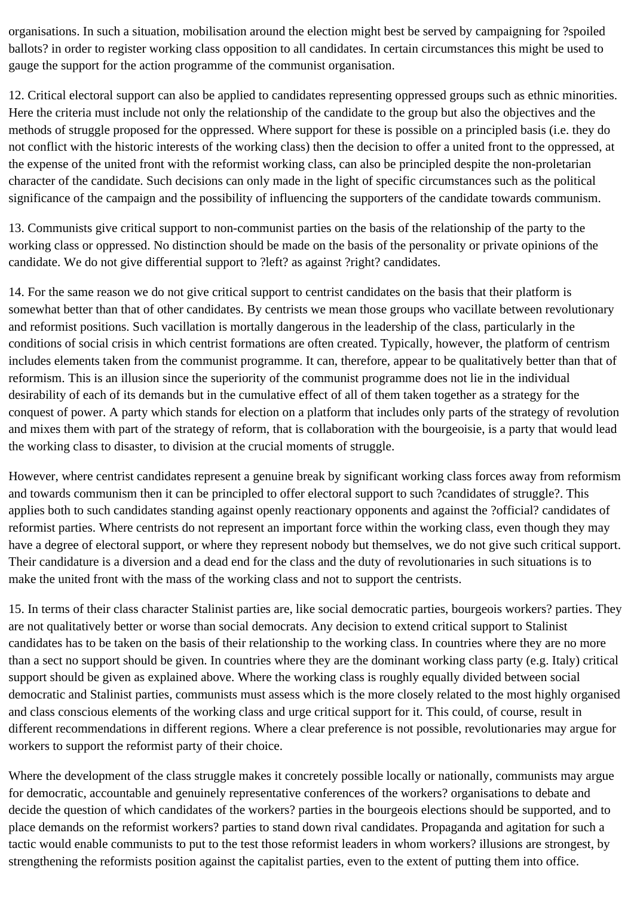organisations. In such a situation, mobilisation around the election might best be served by campaigning for ?spoiled ballots? in order to register working class opposition to all candidates. In certain circumstances this might be used to gauge the support for the action programme of the communist organisation.

12. Critical electoral support can also be applied to candidates representing oppressed groups such as ethnic minorities. Here the criteria must include not only the relationship of the candidate to the group but also the objectives and the methods of struggle proposed for the oppressed. Where support for these is possible on a principled basis (i.e. they do not conflict with the historic interests of the working class) then the decision to offer a united front to the oppressed, at the expense of the united front with the reformist working class, can also be principled despite the non-proletarian character of the candidate. Such decisions can only made in the light of specific circumstances such as the political significance of the campaign and the possibility of influencing the supporters of the candidate towards communism.

13. Communists give critical support to non-communist parties on the basis of the relationship of the party to the working class or oppressed. No distinction should be made on the basis of the personality or private opinions of the candidate. We do not give differential support to ?left? as against ?right? candidates.

14. For the same reason we do not give critical support to centrist candidates on the basis that their platform is somewhat better than that of other candidates. By centrists we mean those groups who vacillate between revolutionary and reformist positions. Such vacillation is mortally dangerous in the leadership of the class, particularly in the conditions of social crisis in which centrist formations are often created. Typically, however, the platform of centrism includes elements taken from the communist programme. It can, therefore, appear to be qualitatively better than that of reformism. This is an illusion since the superiority of the communist programme does not lie in the individual desirability of each of its demands but in the cumulative effect of all of them taken together as a strategy for the conquest of power. A party which stands for election on a platform that includes only parts of the strategy of revolution and mixes them with part of the strategy of reform, that is collaboration with the bourgeoisie, is a party that would lead the working class to disaster, to division at the crucial moments of struggle.

However, where centrist candidates represent a genuine break by significant working class forces away from reformism and towards communism then it can be principled to offer electoral support to such ?candidates of struggle?. This applies both to such candidates standing against openly reactionary opponents and against the ?official? candidates of reformist parties. Where centrists do not represent an important force within the working class, even though they may have a degree of electoral support, or where they represent nobody but themselves, we do not give such critical support. Their candidature is a diversion and a dead end for the class and the duty of revolutionaries in such situations is to make the united front with the mass of the working class and not to support the centrists.

15. In terms of their class character Stalinist parties are, like social democratic parties, bourgeois workers? parties. They are not qualitatively better or worse than social democrats. Any decision to extend critical support to Stalinist candidates has to be taken on the basis of their relationship to the working class. In countries where they are no more than a sect no support should be given. In countries where they are the dominant working class party (e.g. Italy) critical support should be given as explained above. Where the working class is roughly equally divided between social democratic and Stalinist parties, communists must assess which is the more closely related to the most highly organised and class conscious elements of the working class and urge critical support for it. This could, of course, result in different recommendations in different regions. Where a clear preference is not possible, revolutionaries may argue for workers to support the reformist party of their choice.

Where the development of the class struggle makes it concretely possible locally or nationally, communists may argue for democratic, accountable and genuinely representative conferences of the workers? organisations to debate and decide the question of which candidates of the workers? parties in the bourgeois elections should be supported, and to place demands on the reformist workers? parties to stand down rival candidates. Propaganda and agitation for such a tactic would enable communists to put to the test those reformist leaders in whom workers? illusions are strongest, by strengthening the reformists position against the capitalist parties, even to the extent of putting them into office.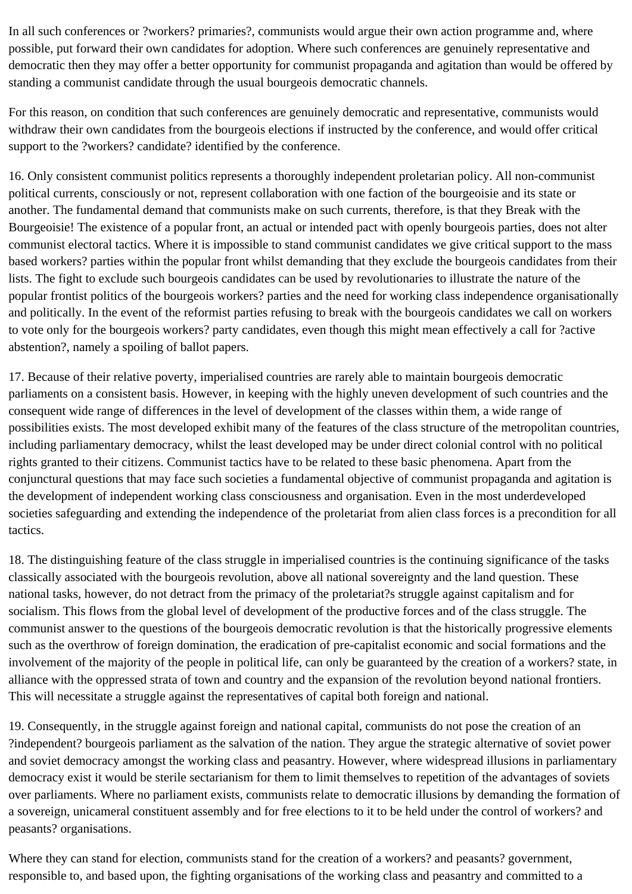In all such conferences or ?workers? primaries?, communists would argue their own action programme and, where possible, put forward their own candidates for adoption. Where such conferences are genuinely representative and democratic then they may offer a better opportunity for communist propaganda and agitation than would be offered by standing a communist candidate through the usual bourgeois democratic channels.

For this reason, on condition that such conferences are genuinely democratic and representative, communists would withdraw their own candidates from the bourgeois elections if instructed by the conference, and would offer critical support to the ?workers? candidate? identified by the conference.

16. Only consistent communist politics represents a thoroughly independent proletarian policy. All non-communist political currents, consciously or not, represent collaboration with one faction of the bourgeoisie and its state or another. The fundamental demand that communists make on such currents, therefore, is that they Break with the Bourgeoisie! The existence of a popular front, an actual or intended pact with openly bourgeois parties, does not alter communist electoral tactics. Where it is impossible to stand communist candidates we give critical support to the mass based workers? parties within the popular front whilst demanding that they exclude the bourgeois candidates from their lists. The fight to exclude such bourgeois candidates can be used by revolutionaries to illustrate the nature of the popular frontist politics of the bourgeois workers? parties and the need for working class independence organisationally and politically. In the event of the reformist parties refusing to break with the bourgeois candidates we call on workers to vote only for the bourgeois workers? party candidates, even though this might mean effectively a call for ?active abstention?, namely a spoiling of ballot papers.

17. Because of their relative poverty, imperialised countries are rarely able to maintain bourgeois democratic parliaments on a consistent basis. However, in keeping with the highly uneven development of such countries and the consequent wide range of differences in the level of development of the classes within them, a wide range of possibilities exists. The most developed exhibit many of the features of the class structure of the metropolitan countries, including parliamentary democracy, whilst the least developed may be under direct colonial control with no political rights granted to their citizens. Communist tactics have to be related to these basic phenomena. Apart from the conjunctural questions that may face such societies a fundamental objective of communist propaganda and agitation is the development of independent working class consciousness and organisation. Even in the most underdeveloped societies safeguarding and extending the independence of the proletariat from alien class forces is a precondition for all tactics.

18. The distinguishing feature of the class struggle in imperialised countries is the continuing significance of the tasks classically associated with the bourgeois revolution, above all national sovereignty and the land question. These national tasks, however, do not detract from the primacy of the proletariat?s struggle against capitalism and for socialism. This flows from the global level of development of the productive forces and of the class struggle. The communist answer to the questions of the bourgeois democratic revolution is that the historically progressive elements such as the overthrow of foreign domination, the eradication of pre-capitalist economic and social formations and the involvement of the majority of the people in political life, can only be guaranteed by the creation of a workers? state, in alliance with the oppressed strata of town and country and the expansion of the revolution beyond national frontiers. This will necessitate a struggle against the representatives of capital both foreign and national.

19. Consequently, in the struggle against foreign and national capital, communists do not pose the creation of an ?independent? bourgeois parliament as the salvation of the nation. They argue the strategic alternative of soviet power and soviet democracy amongst the working class and peasantry. However, where widespread illusions in parliamentary democracy exist it would be sterile sectarianism for them to limit themselves to repetition of the advantages of soviets over parliaments. Where no parliament exists, communists relate to democratic illusions by demanding the formation of a sovereign, unicameral constituent assembly and for free elections to it to be held under the control of workers? and peasants? organisations.

Where they can stand for election, communists stand for the creation of a workers? and peasants? government, responsible to, and based upon, the fighting organisations of the working class and peasantry and committed to a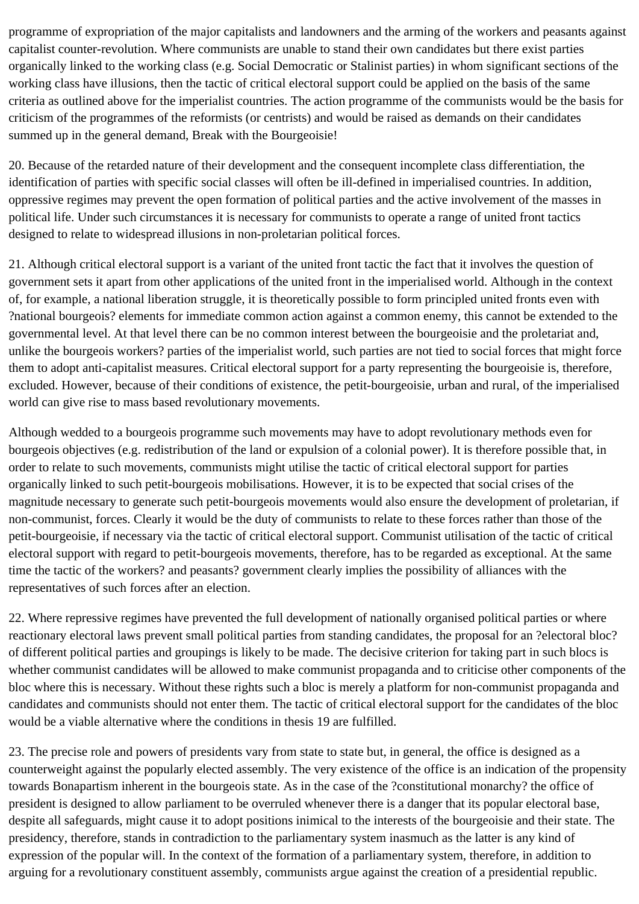programme of expropriation of the major capitalists and landowners and the arming of the workers and peasants against capitalist counter-revolution. Where communists are unable to stand their own candidates but there exist parties organically linked to the working class (e.g. Social Democratic or Stalinist parties) in whom significant sections of the working class have illusions, then the tactic of critical electoral support could be applied on the basis of the same criteria as outlined above for the imperialist countries. The action programme of the communists would be the basis for criticism of the programmes of the reformists (or centrists) and would be raised as demands on their candidates summed up in the general demand, Break with the Bourgeoisie!

20. Because of the retarded nature of their development and the consequent incomplete class differentiation, the identification of parties with specific social classes will often be ill-defined in imperialised countries. In addition, oppressive regimes may prevent the open formation of political parties and the active involvement of the masses in political life. Under such circumstances it is necessary for communists to operate a range of united front tactics designed to relate to widespread illusions in non-proletarian political forces.

21. Although critical electoral support is a variant of the united front tactic the fact that it involves the question of government sets it apart from other applications of the united front in the imperialised world. Although in the context of, for example, a national liberation struggle, it is theoretically possible to form principled united fronts even with ?national bourgeois? elements for immediate common action against a common enemy, this cannot be extended to the governmental level. At that level there can be no common interest between the bourgeoisie and the proletariat and, unlike the bourgeois workers? parties of the imperialist world, such parties are not tied to social forces that might force them to adopt anti-capitalist measures. Critical electoral support for a party representing the bourgeoisie is, therefore, excluded. However, because of their conditions of existence, the petit-bourgeoisie, urban and rural, of the imperialised world can give rise to mass based revolutionary movements.

Although wedded to a bourgeois programme such movements may have to adopt revolutionary methods even for bourgeois objectives (e.g. redistribution of the land or expulsion of a colonial power). It is therefore possible that, in order to relate to such movements, communists might utilise the tactic of critical electoral support for parties organically linked to such petit-bourgeois mobilisations. However, it is to be expected that social crises of the magnitude necessary to generate such petit-bourgeois movements would also ensure the development of proletarian, if non-communist, forces. Clearly it would be the duty of communists to relate to these forces rather than those of the petit-bourgeoisie, if necessary via the tactic of critical electoral support. Communist utilisation of the tactic of critical electoral support with regard to petit-bourgeois movements, therefore, has to be regarded as exceptional. At the same time the tactic of the workers? and peasants? government clearly implies the possibility of alliances with the representatives of such forces after an election.

22. Where repressive regimes have prevented the full development of nationally organised political parties or where reactionary electoral laws prevent small political parties from standing candidates, the proposal for an ?electoral bloc? of different political parties and groupings is likely to be made. The decisive criterion for taking part in such blocs is whether communist candidates will be allowed to make communist propaganda and to criticise other components of the bloc where this is necessary. Without these rights such a bloc is merely a platform for non-communist propaganda and candidates and communists should not enter them. The tactic of critical electoral support for the candidates of the bloc would be a viable alternative where the conditions in thesis 19 are fulfilled.

23. The precise role and powers of presidents vary from state to state but, in general, the office is designed as a counterweight against the popularly elected assembly. The very existence of the office is an indication of the propensity towards Bonapartism inherent in the bourgeois state. As in the case of the ?constitutional monarchy? the office of president is designed to allow parliament to be overruled whenever there is a danger that its popular electoral base, despite all safeguards, might cause it to adopt positions inimical to the interests of the bourgeoisie and their state. The presidency, therefore, stands in contradiction to the parliamentary system inasmuch as the latter is any kind of expression of the popular will. In the context of the formation of a parliamentary system, therefore, in addition to arguing for a revolutionary constituent assembly, communists argue against the creation of a presidential republic.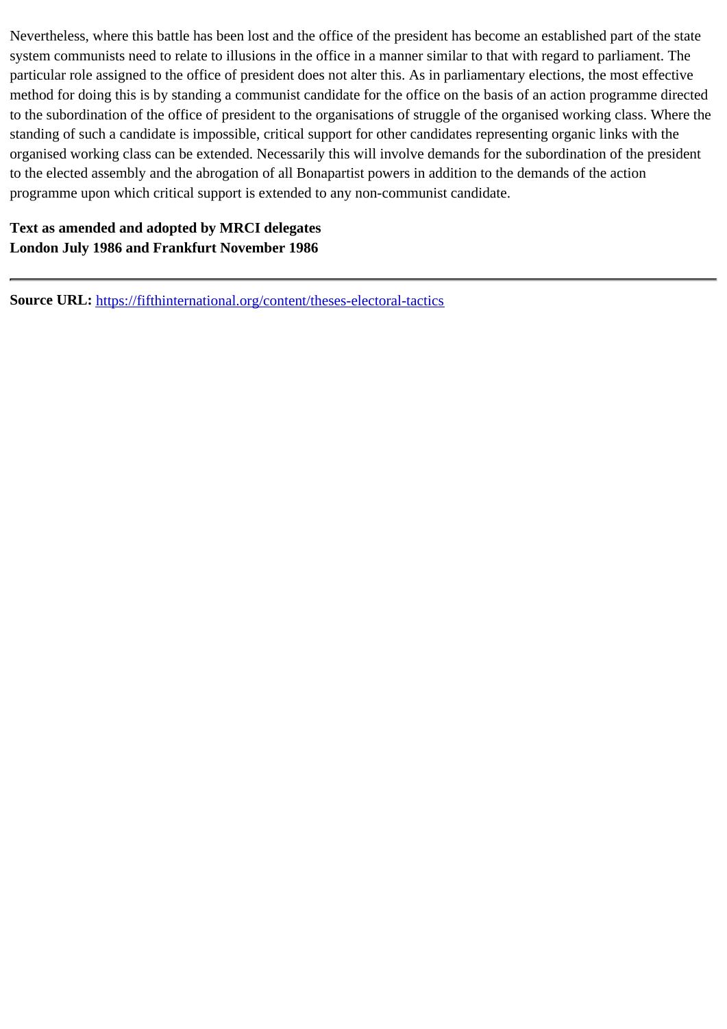Nevertheless, where this battle has been lost and the office of the president has become an established part of the state system communists need to relate to illusions in the office in a manner similar to that with regard to parliament. The particular role assigned to the office of president does not alter this. As in parliamentary elections, the most effective method for doing this is by standing a communist candidate for the office on the basis of an action programme directed to the subordination of the office of president to the organisations of struggle of the organised working class. Where the standing of such a candidate is impossible, critical support for other candidates representing organic links with the organised working class can be extended. Necessarily this will involve demands for the subordination of the president to the elected assembly and the abrogation of all Bonapartist powers in addition to the demands of the action programme upon which critical support is extended to any non-communist candidate.

**Text as amended and adopted by MRCI delegates**
**London July 1986 and Frankfurt November 1986**

---

**Source URL:** https://fifthinternational.org/content/theses-electoral-tactics